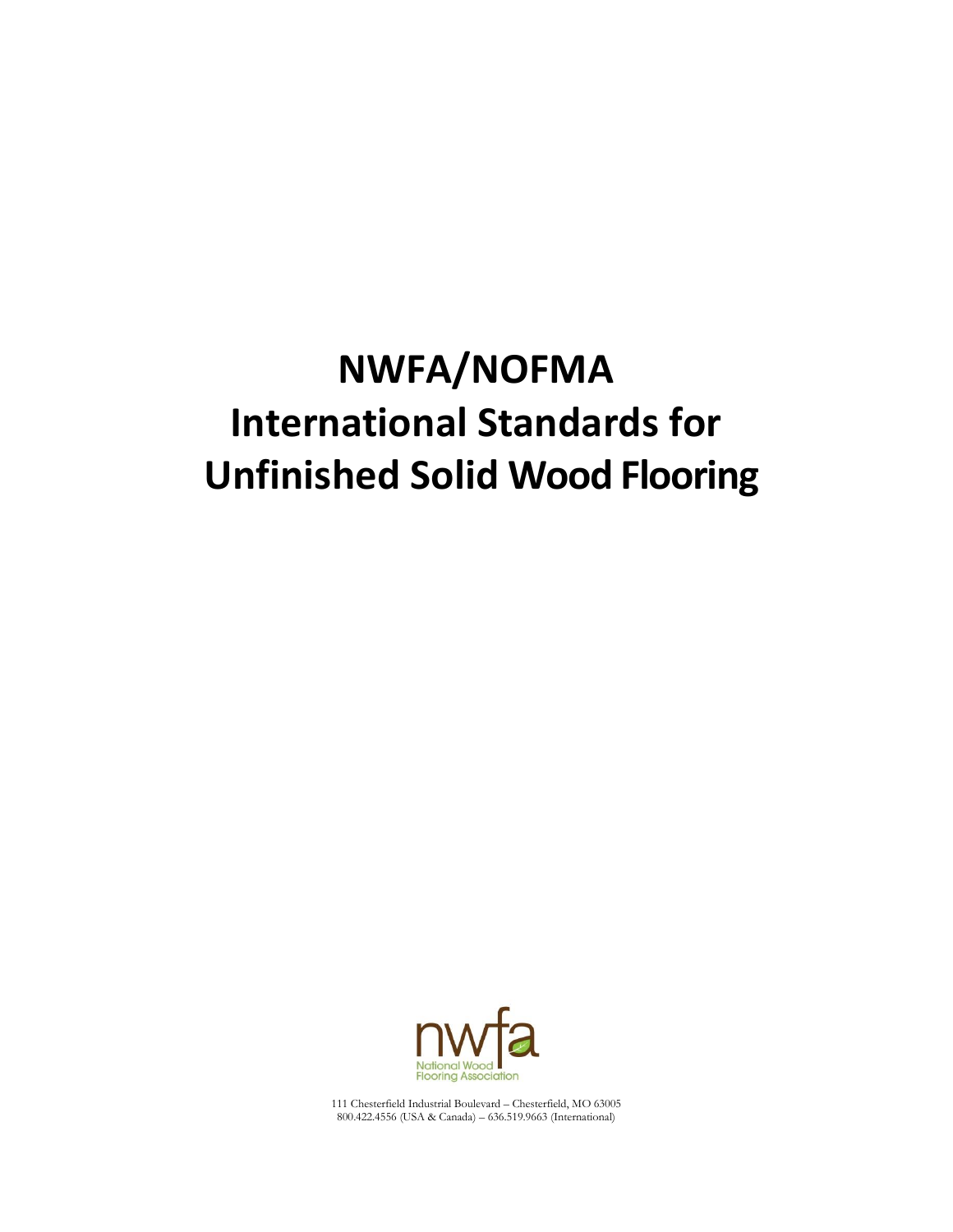# NWFA/NOFMA International Standards for Unfinished Solid Wood Flooring

nwfa
National Wood Flooring Association

111 Chesterfield Industrial Boulevard – Chesterfield, MO 63005
800.422.4556 (USA & Canada) – 636.519.9663 (International)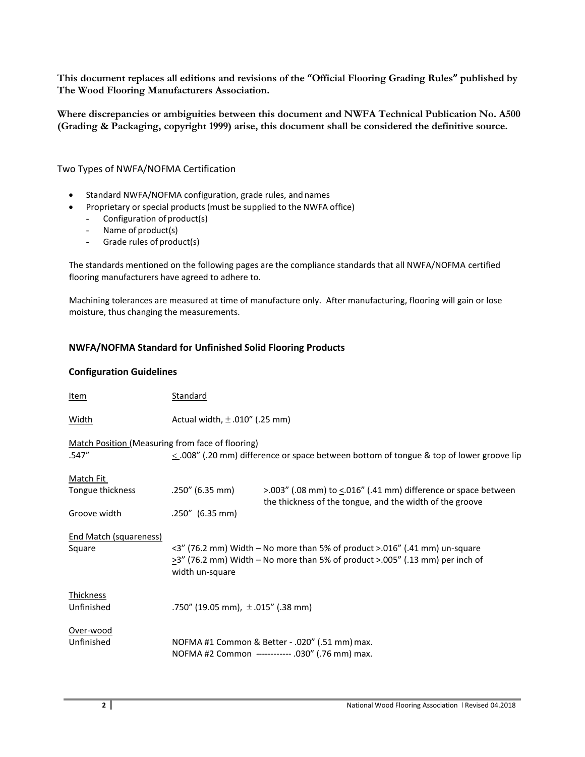**This document replaces all editions and revisions of the "Official Flooring Grading Rules" published by The Wood Flooring Manufacturers Association.**

**Where discrepancies or ambiguities between this document and NWFA Technical Publication No. A500 (Grading & Packaging, copyright 1999) arise, this document shall be considered the definitive source.**

Two Types of NWFA/NOFMA Certification

- Standard NWFA/NOFMA configuration, grade rules, and names
- Proprietary or special products (must be supplied to the NWFA office)
  - Configuration of product(s)
  - Name of product(s)
  - Grade rules of product(s)

The standards mentioned on the following pages are the compliance standards that all NWFA/NOFMA certified flooring manufacturers have agreed to adhere to.

Machining tolerances are measured at time of manufacture only. After manufacturing, flooring will gain or lose moisture, thus changing the measurements.

## NWFA/NOFMA Standard for Unfinished Solid Flooring Products

### Configuration Guidelines

| Item | Standard | |
|---|---|---|
| Width | Actual width, ± .010" (.25 mm) | |
| Match Position (Measuring from face of flooring) | | |
| .547" | ≤ .008" (.20 mm) difference or space between bottom of tongue & top of lower groove lip | |
| Match Fit | | |
| Tongue thickness | .250" (6.35 mm) | >.003" (.08 mm) to ≤.016" (.41 mm) difference or space between the thickness of the tongue, and the width of the groove |
| Groove width | .250" (6.35 mm) | |
| End Match (squareness) | | |
| Square | <3" (76.2 mm) Width – No more than 5% of product >.016" (.41 mm) un-square<br>≥3" (76.2 mm) Width – No more than 5% of product >.005" (.13 mm) per inch of width un-square | |
| Thickness | | |
| Unfinished | .750" (19.05 mm), ± .015" (.38 mm) | |
| Over-wood | | |
| Unfinished | NOFMA #1 Common & Better - .020" (.51 mm) max.<br>NOFMA #2 Common ------------ .030" (.76 mm) max. | |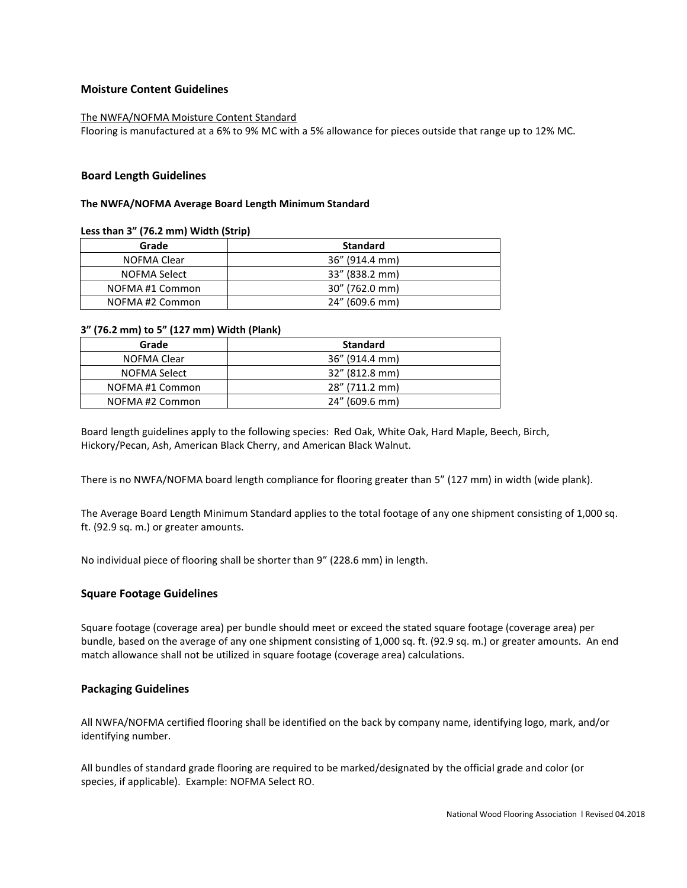## Moisture Content Guidelines

The NWFA/NOFMA Moisture Content Standard

Flooring is manufactured at a 6% to 9% MC with a 5% allowance for pieces outside that range up to 12% MC.

## Board Length Guidelines

### The NWFA/NOFMA Average Board Length Minimum Standard

**Less than 3" (76.2 mm) Width (Strip)**

| Grade | Standard |
|---|---|
| NOFMA Clear | 36" (914.4 mm) |
| NOFMA Select | 33" (838.2 mm) |
| NOFMA #1 Common | 30" (762.0 mm) |
| NOFMA #2 Common | 24" (609.6 mm) |

**3" (76.2 mm) to 5" (127 mm) Width (Plank)**

| Grade | Standard |
|---|---|
| NOFMA Clear | 36" (914.4 mm) |
| NOFMA Select | 32" (812.8 mm) |
| NOFMA #1 Common | 28" (711.2 mm) |
| NOFMA #2 Common | 24" (609.6 mm) |

Board length guidelines apply to the following species: Red Oak, White Oak, Hard Maple, Beech, Birch, Hickory/Pecan, Ash, American Black Cherry, and American Black Walnut.

There is no NWFA/NOFMA board length compliance for flooring greater than 5" (127 mm) in width (wide plank).

The Average Board Length Minimum Standard applies to the total footage of any one shipment consisting of 1,000 sq. ft. (92.9 sq. m.) or greater amounts.

No individual piece of flooring shall be shorter than 9" (228.6 mm) in length.

## Square Footage Guidelines

Square footage (coverage area) per bundle should meet or exceed the stated square footage (coverage area) per bundle, based on the average of any one shipment consisting of 1,000 sq. ft. (92.9 sq. m.) or greater amounts. An end match allowance shall not be utilized in square footage (coverage area) calculations.

## Packaging Guidelines

All NWFA/NOFMA certified flooring shall be identified on the back by company name, identifying logo, mark, and/or identifying number.

All bundles of standard grade flooring are required to be marked/designated by the official grade and color (or species, if applicable). Example: NOFMA Select RO.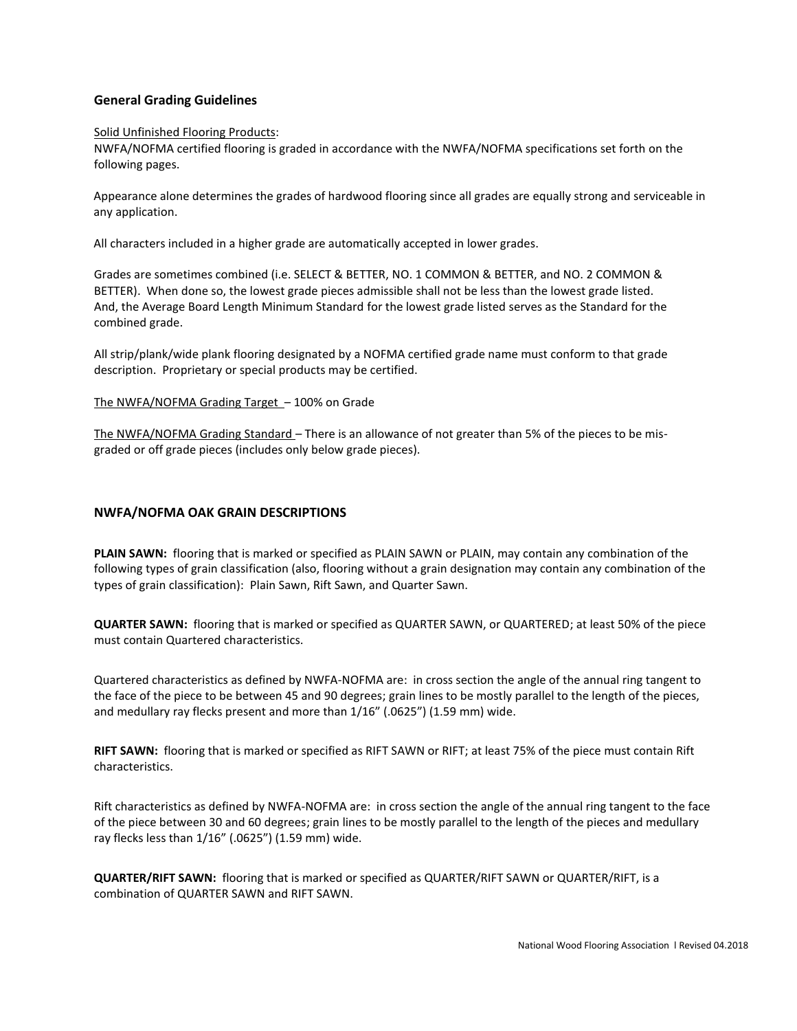## General Grading Guidelines

Solid Unfinished Flooring Products:
NWFA/NOFMA certified flooring is graded in accordance with the NWFA/NOFMA specifications set forth on the following pages.

Appearance alone determines the grades of hardwood flooring since all grades are equally strong and serviceable in any application.

All characters included in a higher grade are automatically accepted in lower grades.

Grades are sometimes combined (i.e. SELECT & BETTER, NO. 1 COMMON & BETTER, and NO. 2 COMMON & BETTER). When done so, the lowest grade pieces admissible shall not be less than the lowest grade listed. And, the Average Board Length Minimum Standard for the lowest grade listed serves as the Standard for the combined grade.

All strip/plank/wide plank flooring designated by a NOFMA certified grade name must conform to that grade description. Proprietary or special products may be certified.

The NWFA/NOFMA Grading Target – 100% on Grade

The NWFA/NOFMA Grading Standard – There is an allowance of not greater than 5% of the pieces to be mis-graded or off grade pieces (includes only below grade pieces).

## NWFA/NOFMA OAK GRAIN DESCRIPTIONS

**PLAIN SAWN:** flooring that is marked or specified as PLAIN SAWN or PLAIN, may contain any combination of the following types of grain classification (also, flooring without a grain designation may contain any combination of the types of grain classification): Plain Sawn, Rift Sawn, and Quarter Sawn.

**QUARTER SAWN:** flooring that is marked or specified as QUARTER SAWN, or QUARTERED; at least 50% of the piece must contain Quartered characteristics.

Quartered characteristics as defined by NWFA-NOFMA are: in cross section the angle of the annual ring tangent to the face of the piece to be between 45 and 90 degrees; grain lines to be mostly parallel to the length of the pieces, and medullary ray flecks present and more than 1/16" (.0625") (1.59 mm) wide.

**RIFT SAWN:** flooring that is marked or specified as RIFT SAWN or RIFT; at least 75% of the piece must contain Rift characteristics.

Rift characteristics as defined by NWFA-NOFMA are: in cross section the angle of the annual ring tangent to the face of the piece between 30 and 60 degrees; grain lines to be mostly parallel to the length of the pieces and medullary ray flecks less than 1/16" (.0625") (1.59 mm) wide.

**QUARTER/RIFT SAWN:** flooring that is marked or specified as QUARTER/RIFT SAWN or QUARTER/RIFT, is a combination of QUARTER SAWN and RIFT SAWN.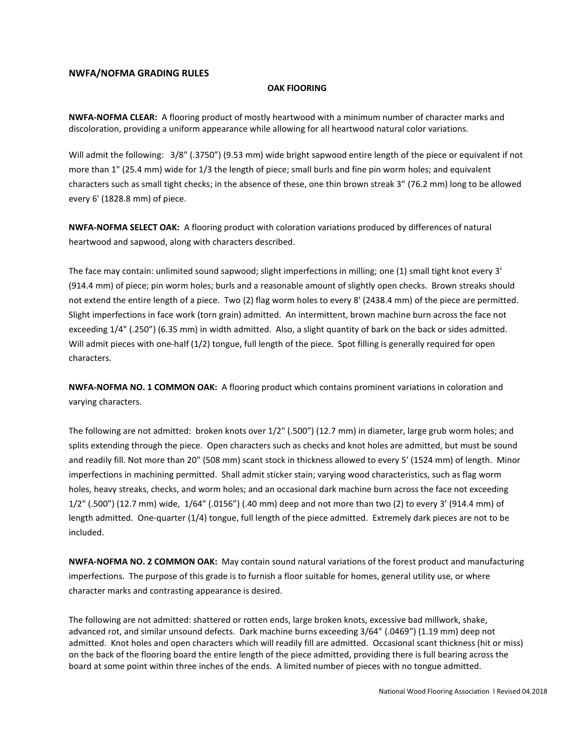## NWFA/NOFMA GRADING RULES

### OAK FlOORING

**NWFA-NOFMA CLEAR:** A flooring product of mostly heartwood with a minimum number of character marks and discoloration, providing a uniform appearance while allowing for all heartwood natural color variations.

Will admit the following: 3/8" (.3750") (9.53 mm) wide bright sapwood entire length of the piece or equivalent if not more than 1" (25.4 mm) wide for 1/3 the length of piece; small burls and fine pin worm holes; and equivalent characters such as small tight checks; in the absence of these, one thin brown streak 3" (76.2 mm) long to be allowed every 6' (1828.8 mm) of piece.

**NWFA-NOFMA SELECT OAK:** A flooring product with coloration variations produced by differences of natural heartwood and sapwood, along with characters described.

The face may contain: unlimited sound sapwood; slight imperfections in milling; one (1) small tight knot every 3' (914.4 mm) of piece; pin worm holes; burls and a reasonable amount of slightly open checks. Brown streaks should not extend the entire length of a piece. Two (2) flag worm holes to every 8' (2438.4 mm) of the piece are permitted. Slight imperfections in face work (torn grain) admitted. An intermittent, brown machine burn across the face not exceeding 1/4" (.250") (6.35 mm) in width admitted. Also, a slight quantity of bark on the back or sides admitted. Will admit pieces with one-half (1/2) tongue, full length of the piece. Spot filling is generally required for open characters.

**NWFA-NOFMA NO. 1 COMMON OAK:** A flooring product which contains prominent variations in coloration and varying characters.

The following are not admitted: broken knots over 1/2" (.500") (12.7 mm) in diameter, large grub worm holes; and splits extending through the piece. Open characters such as checks and knot holes are admitted, but must be sound and readily fill. Not more than 20" (508 mm) scant stock in thickness allowed to every 5' (1524 mm) of length. Minor imperfections in machining permitted. Shall admit sticker stain; varying wood characteristics, such as flag worm holes, heavy streaks, checks, and worm holes; and an occasional dark machine burn across the face not exceeding 1/2" (.500") (12.7 mm) wide, 1/64" (.0156") (.40 mm) deep and not more than two (2) to every 3' (914.4 mm) of length admitted. One-quarter (1/4) tongue, full length of the piece admitted. Extremely dark pieces are not to be included.

**NWFA-NOFMA NO. 2 COMMON OAK:** May contain sound natural variations of the forest product and manufacturing imperfections. The purpose of this grade is to furnish a floor suitable for homes, general utility use, or where character marks and contrasting appearance is desired.

The following are not admitted: shattered or rotten ends, large broken knots, excessive bad millwork, shake, advanced rot, and similar unsound defects. Dark machine burns exceeding 3/64" (.0469") (1.19 mm) deep not admitted. Knot holes and open characters which will readily fill are admitted. Occasional scant thickness (hit or miss) on the back of the flooring board the entire length of the piece admitted, providing there is full bearing across the board at some point within three inches of the ends. A limited number of pieces with no tongue admitted.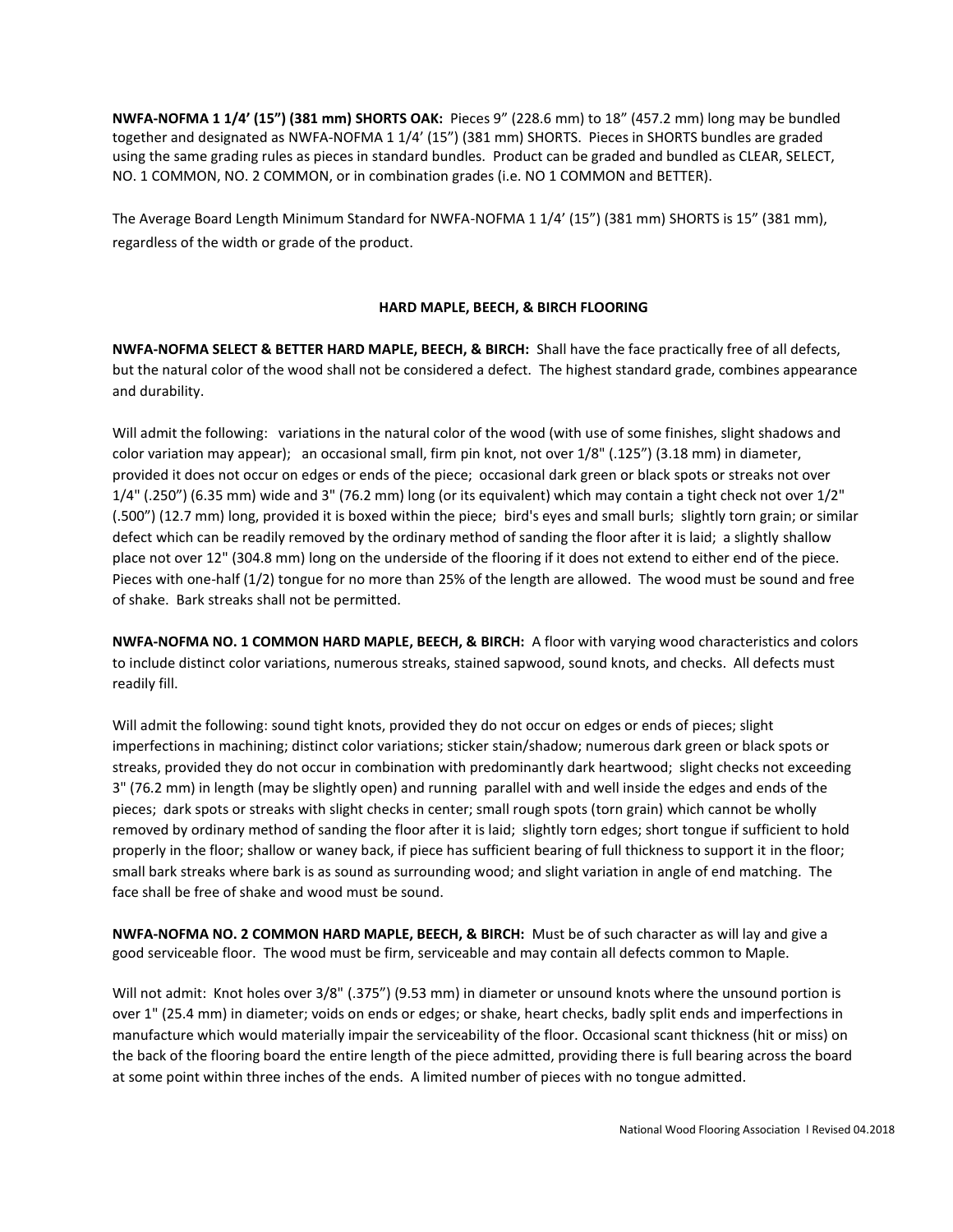**NWFA-NOFMA 1 1/4' (15") (381 mm) SHORTS OAK:** Pieces 9" (228.6 mm) to 18" (457.2 mm) long may be bundled together and designated as NWFA-NOFMA 1 1/4' (15") (381 mm) SHORTS. Pieces in SHORTS bundles are graded using the same grading rules as pieces in standard bundles. Product can be graded and bundled as CLEAR, SELECT, NO. 1 COMMON, NO. 2 COMMON, or in combination grades (i.e. NO 1 COMMON and BETTER).

The Average Board Length Minimum Standard for NWFA-NOFMA 1 1/4' (15") (381 mm) SHORTS is 15" (381 mm), regardless of the width or grade of the product.

## HARD MAPLE, BEECH, & BIRCH FLOORING

**NWFA-NOFMA SELECT & BETTER HARD MAPLE, BEECH, & BIRCH:** Shall have the face practically free of all defects, but the natural color of the wood shall not be considered a defect. The highest standard grade, combines appearance and durability.

Will admit the following: variations in the natural color of the wood (with use of some finishes, slight shadows and color variation may appear); an occasional small, firm pin knot, not over 1/8" (.125") (3.18 mm) in diameter, provided it does not occur on edges or ends of the piece; occasional dark green or black spots or streaks not over 1/4" (.250") (6.35 mm) wide and 3" (76.2 mm) long (or its equivalent) which may contain a tight check not over 1/2" (.500") (12.7 mm) long, provided it is boxed within the piece; bird's eyes and small burls; slightly torn grain; or similar defect which can be readily removed by the ordinary method of sanding the floor after it is laid; a slightly shallow place not over 12" (304.8 mm) long on the underside of the flooring if it does not extend to either end of the piece. Pieces with one-half (1/2) tongue for no more than 25% of the length are allowed. The wood must be sound and free of shake. Bark streaks shall not be permitted.

**NWFA-NOFMA NO. 1 COMMON HARD MAPLE, BEECH, & BIRCH:** A floor with varying wood characteristics and colors to include distinct color variations, numerous streaks, stained sapwood, sound knots, and checks. All defects must readily fill.

Will admit the following: sound tight knots, provided they do not occur on edges or ends of pieces; slight imperfections in machining; distinct color variations; sticker stain/shadow; numerous dark green or black spots or streaks, provided they do not occur in combination with predominantly dark heartwood; slight checks not exceeding 3" (76.2 mm) in length (may be slightly open) and running parallel with and well inside the edges and ends of the pieces; dark spots or streaks with slight checks in center; small rough spots (torn grain) which cannot be wholly removed by ordinary method of sanding the floor after it is laid; slightly torn edges; short tongue if sufficient to hold properly in the floor; shallow or waney back, if piece has sufficient bearing of full thickness to support it in the floor; small bark streaks where bark is as sound as surrounding wood; and slight variation in angle of end matching. The face shall be free of shake and wood must be sound.

**NWFA-NOFMA NO. 2 COMMON HARD MAPLE, BEECH, & BIRCH:** Must be of such character as will lay and give a good serviceable floor. The wood must be firm, serviceable and may contain all defects common to Maple.

Will not admit: Knot holes over 3/8" (.375") (9.53 mm) in diameter or unsound knots where the unsound portion is over 1" (25.4 mm) in diameter; voids on ends or edges; or shake, heart checks, badly split ends and imperfections in manufacture which would materially impair the serviceability of the floor. Occasional scant thickness (hit or miss) on the back of the flooring board the entire length of the piece admitted, providing there is full bearing across the board at some point within three inches of the ends. A limited number of pieces with no tongue admitted.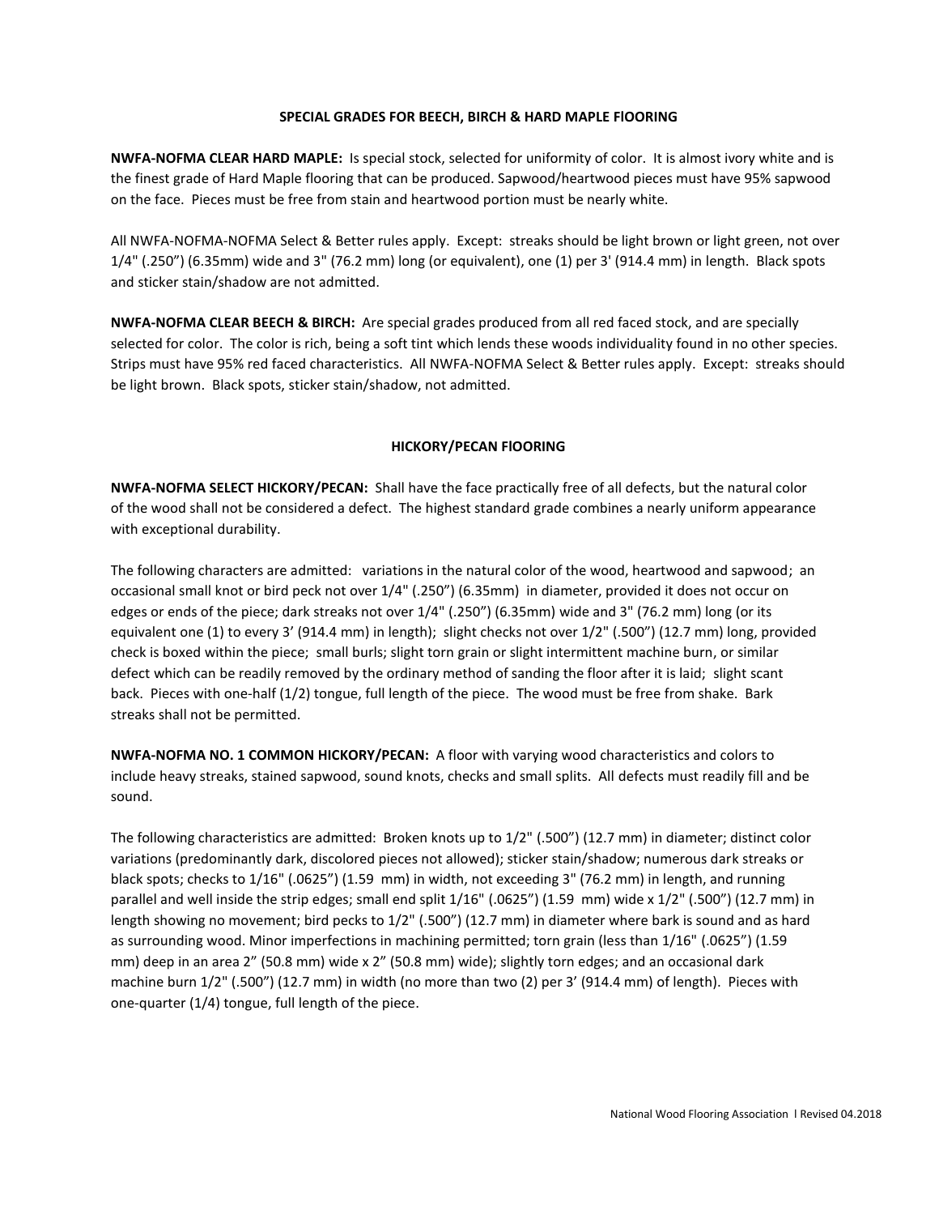## SPECIAL GRADES FOR BEECH, BIRCH & HARD MAPLE FlOORING

**NWFA-NOFMA CLEAR HARD MAPLE:** Is special stock, selected for uniformity of color. It is almost ivory white and is the finest grade of Hard Maple flooring that can be produced. Sapwood/heartwood pieces must have 95% sapwood on the face. Pieces must be free from stain and heartwood portion must be nearly white.

All NWFA-NOFMA-NOFMA Select & Better rules apply. Except: streaks should be light brown or light green, not over 1/4" (.250") (6.35mm) wide and 3" (76.2 mm) long (or equivalent), one (1) per 3' (914.4 mm) in length. Black spots and sticker stain/shadow are not admitted.

**NWFA-NOFMA CLEAR BEECH & BIRCH:** Are special grades produced from all red faced stock, and are specially selected for color. The color is rich, being a soft tint which lends these woods individuality found in no other species. Strips must have 95% red faced characteristics. All NWFA-NOFMA Select & Better rules apply. Except: streaks should be light brown. Black spots, sticker stain/shadow, not admitted.

## HICKORY/PECAN FlOORING

**NWFA-NOFMA SELECT HICKORY/PECAN:** Shall have the face practically free of all defects, but the natural color of the wood shall not be considered a defect. The highest standard grade combines a nearly uniform appearance with exceptional durability.

The following characters are admitted: variations in the natural color of the wood, heartwood and sapwood; an occasional small knot or bird peck not over 1/4" (.250") (6.35mm) in diameter, provided it does not occur on edges or ends of the piece; dark streaks not over 1/4" (.250") (6.35mm) wide and 3" (76.2 mm) long (or its equivalent one (1) to every 3' (914.4 mm) in length); slight checks not over 1/2" (.500") (12.7 mm) long, provided check is boxed within the piece; small burls; slight torn grain or slight intermittent machine burn, or similar defect which can be readily removed by the ordinary method of sanding the floor after it is laid; slight scant back. Pieces with one-half (1/2) tongue, full length of the piece. The wood must be free from shake. Bark streaks shall not be permitted.

**NWFA-NOFMA NO. 1 COMMON HICKORY/PECAN:** A floor with varying wood characteristics and colors to include heavy streaks, stained sapwood, sound knots, checks and small splits. All defects must readily fill and be sound.

The following characteristics are admitted: Broken knots up to 1/2" (.500") (12.7 mm) in diameter; distinct color variations (predominantly dark, discolored pieces not allowed); sticker stain/shadow; numerous dark streaks or black spots; checks to 1/16" (.0625") (1.59 mm) in width, not exceeding 3" (76.2 mm) in length, and running parallel and well inside the strip edges; small end split 1/16" (.0625") (1.59 mm) wide x 1/2" (.500") (12.7 mm) in length showing no movement; bird pecks to 1/2" (.500") (12.7 mm) in diameter where bark is sound and as hard as surrounding wood. Minor imperfections in machining permitted; torn grain (less than 1/16" (.0625") (1.59 mm) deep in an area 2" (50.8 mm) wide x 2" (50.8 mm) wide); slightly torn edges; and an occasional dark machine burn 1/2" (.500") (12.7 mm) in width (no more than two (2) per 3' (914.4 mm) of length). Pieces with one-quarter (1/4) tongue, full length of the piece.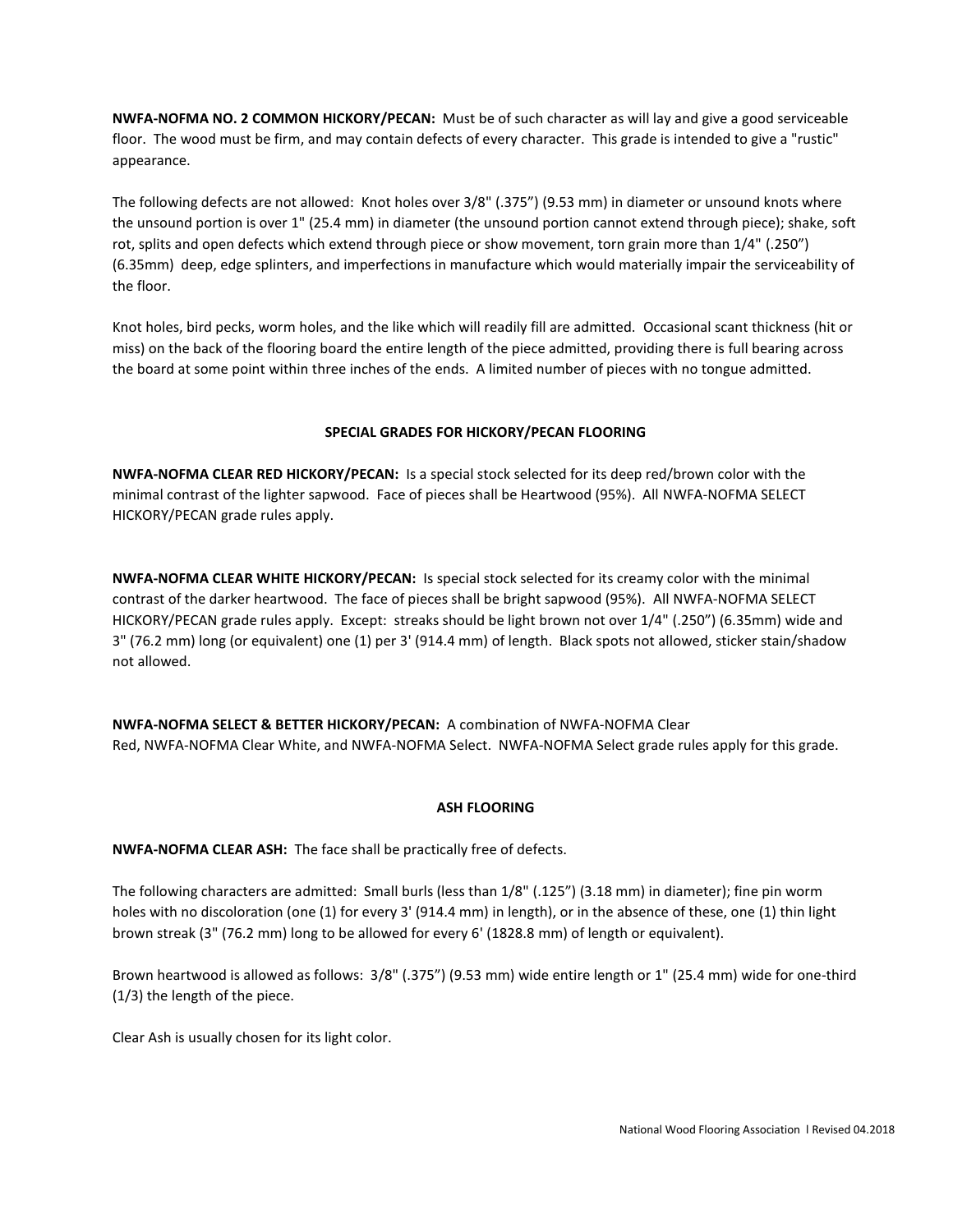**NWFA-NOFMA NO. 2 COMMON HICKORY/PECAN:** Must be of such character as will lay and give a good serviceable floor. The wood must be firm, and may contain defects of every character. This grade is intended to give a "rustic" appearance.

The following defects are not allowed: Knot holes over 3/8" (.375”) (9.53 mm) in diameter or unsound knots where the unsound portion is over 1" (25.4 mm) in diameter (the unsound portion cannot extend through piece); shake, soft rot, splits and open defects which extend through piece or show movement, torn grain more than 1/4" (.250”) (6.35mm) deep, edge splinters, and imperfections in manufacture which would materially impair the serviceability of the floor.

Knot holes, bird pecks, worm holes, and the like which will readily fill are admitted. Occasional scant thickness (hit or miss) on the back of the flooring board the entire length of the piece admitted, providing there is full bearing across the board at some point within three inches of the ends. A limited number of pieces with no tongue admitted.

## SPECIAL GRADES FOR HICKORY/PECAN FLOORING

**NWFA-NOFMA CLEAR RED HICKORY/PECAN:** Is a special stock selected for its deep red/brown color with the minimal contrast of the lighter sapwood. Face of pieces shall be Heartwood (95%). All NWFA-NOFMA SELECT HICKORY/PECAN grade rules apply.

**NWFA-NOFMA CLEAR WHITE HICKORY/PECAN:** Is special stock selected for its creamy color with the minimal contrast of the darker heartwood. The face of pieces shall be bright sapwood (95%). All NWFA-NOFMA SELECT HICKORY/PECAN grade rules apply. Except: streaks should be light brown not over 1/4" (.250”) (6.35mm) wide and 3" (76.2 mm) long (or equivalent) one (1) per 3' (914.4 mm) of length. Black spots not allowed, sticker stain/shadow not allowed.

**NWFA-NOFMA SELECT & BETTER HICKORY/PECAN:** A combination of NWFA-NOFMA Clear Red, NWFA-NOFMA Clear White, and NWFA-NOFMA Select. NWFA-NOFMA Select grade rules apply for this grade.

## ASH FLOORING

**NWFA-NOFMA CLEAR ASH:** The face shall be practically free of defects.

The following characters are admitted: Small burls (less than 1/8" (.125”) (3.18 mm) in diameter); fine pin worm holes with no discoloration (one (1) for every 3' (914.4 mm) in length), or in the absence of these, one (1) thin light brown streak (3" (76.2 mm) long to be allowed for every 6' (1828.8 mm) of length or equivalent).

Brown heartwood is allowed as follows: 3/8" (.375”) (9.53 mm) wide entire length or 1" (25.4 mm) wide for one-third (1/3) the length of the piece.

Clear Ash is usually chosen for its light color.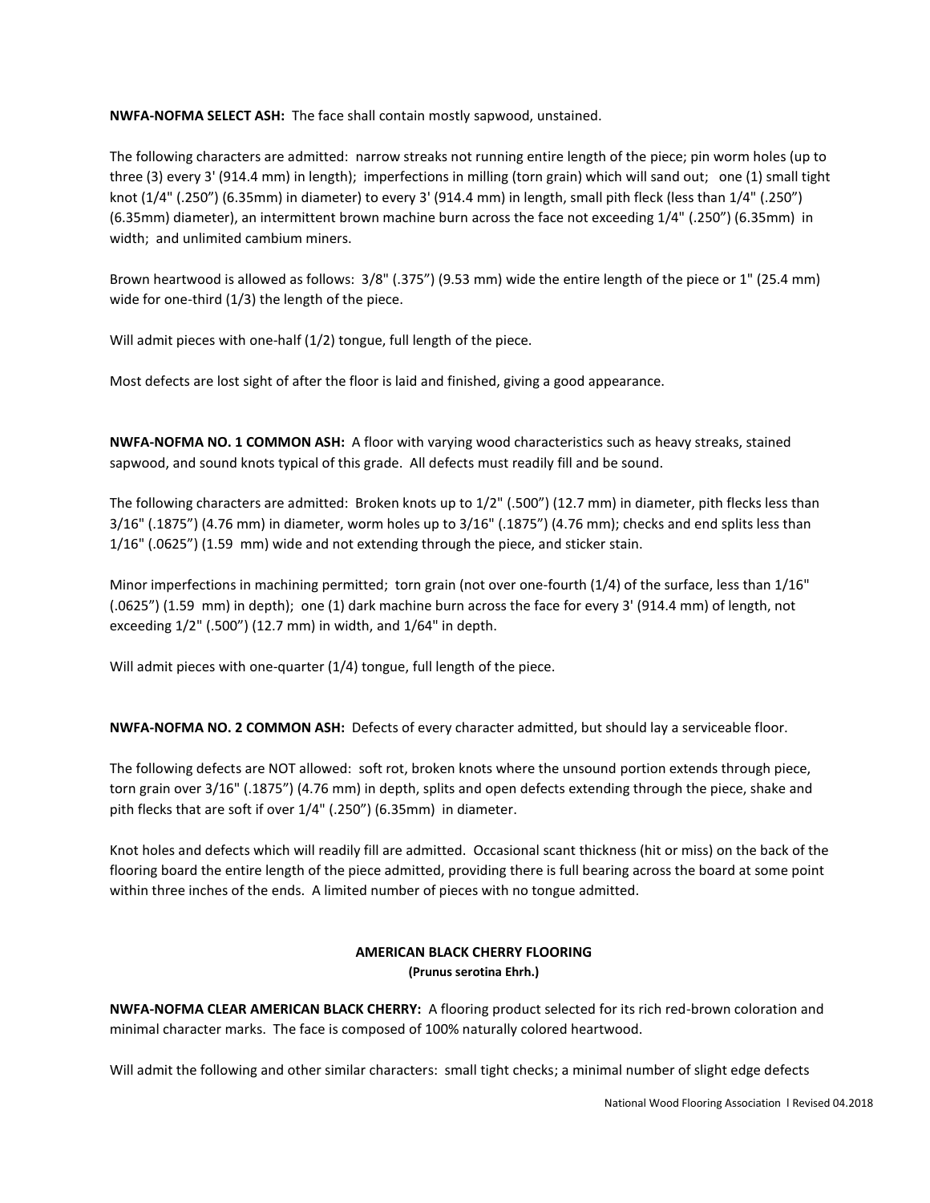**NWFA-NOFMA SELECT ASH:** The face shall contain mostly sapwood, unstained.

The following characters are admitted: narrow streaks not running entire length of the piece; pin worm holes (up to three (3) every 3' (914.4 mm) in length); imperfections in milling (torn grain) which will sand out; one (1) small tight knot (1/4" (.250") (6.35mm) in diameter) to every 3' (914.4 mm) in length, small pith fleck (less than 1/4" (.250") (6.35mm) diameter), an intermittent brown machine burn across the face not exceeding 1/4" (.250") (6.35mm) in width; and unlimited cambium miners.

Brown heartwood is allowed as follows: 3/8" (.375") (9.53 mm) wide the entire length of the piece or 1" (25.4 mm) wide for one-third (1/3) the length of the piece.

Will admit pieces with one-half (1/2) tongue, full length of the piece.

Most defects are lost sight of after the floor is laid and finished, giving a good appearance.

**NWFA-NOFMA NO. 1 COMMON ASH:** A floor with varying wood characteristics such as heavy streaks, stained sapwood, and sound knots typical of this grade. All defects must readily fill and be sound.

The following characters are admitted: Broken knots up to 1/2" (.500") (12.7 mm) in diameter, pith flecks less than 3/16" (.1875") (4.76 mm) in diameter, worm holes up to 3/16" (.1875") (4.76 mm); checks and end splits less than 1/16" (.0625") (1.59 mm) wide and not extending through the piece, and sticker stain.

Minor imperfections in machining permitted; torn grain (not over one-fourth (1/4) of the surface, less than 1/16" (.0625") (1.59 mm) in depth); one (1) dark machine burn across the face for every 3' (914.4 mm) of length, not exceeding 1/2" (.500") (12.7 mm) in width, and 1/64" in depth.

Will admit pieces with one-quarter (1/4) tongue, full length of the piece.

**NWFA-NOFMA NO. 2 COMMON ASH:** Defects of every character admitted, but should lay a serviceable floor.

The following defects are NOT allowed: soft rot, broken knots where the unsound portion extends through piece, torn grain over 3/16" (.1875") (4.76 mm) in depth, splits and open defects extending through the piece, shake and pith flecks that are soft if over 1/4" (.250") (6.35mm) in diameter.

Knot holes and defects which will readily fill are admitted. Occasional scant thickness (hit or miss) on the back of the flooring board the entire length of the piece admitted, providing there is full bearing across the board at some point within three inches of the ends. A limited number of pieces with no tongue admitted.

## AMERICAN BLACK CHERRY FLOORING

**(Prunus serotina Ehrh.)**

**NWFA-NOFMA CLEAR AMERICAN BLACK CHERRY:** A flooring product selected for its rich red-brown coloration and minimal character marks. The face is composed of 100% naturally colored heartwood.

Will admit the following and other similar characters: small tight checks; a minimal number of slight edge defects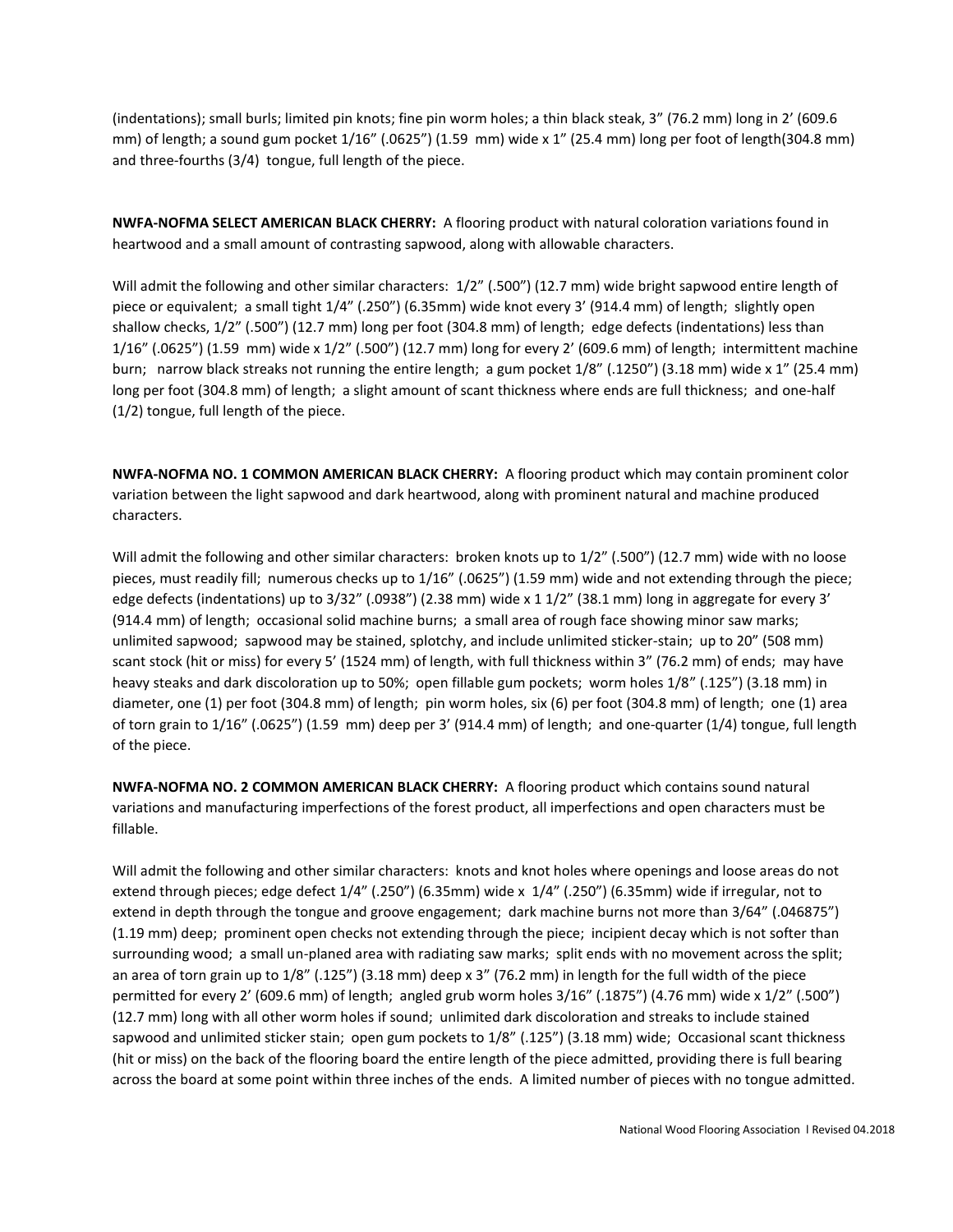(indentations); small burls; limited pin knots; fine pin worm holes; a thin black steak, 3" (76.2 mm) long in 2' (609.6 mm) of length; a sound gum pocket 1/16" (.0625") (1.59 mm) wide x 1" (25.4 mm) long per foot of length(304.8 mm) and three-fourths (3/4) tongue, full length of the piece.

**NWFA-NOFMA SELECT AMERICAN BLACK CHERRY:** A flooring product with natural coloration variations found in heartwood and a small amount of contrasting sapwood, along with allowable characters.

Will admit the following and other similar characters: 1/2" (.500") (12.7 mm) wide bright sapwood entire length of piece or equivalent; a small tight 1/4" (.250") (6.35mm) wide knot every 3' (914.4 mm) of length; slightly open shallow checks, 1/2" (.500") (12.7 mm) long per foot (304.8 mm) of length; edge defects (indentations) less than 1/16" (.0625") (1.59 mm) wide x 1/2" (.500") (12.7 mm) long for every 2' (609.6 mm) of length; intermittent machine burn; narrow black streaks not running the entire length; a gum pocket 1/8" (.1250") (3.18 mm) wide x 1" (25.4 mm) long per foot (304.8 mm) of length; a slight amount of scant thickness where ends are full thickness; and one-half (1/2) tongue, full length of the piece.

**NWFA-NOFMA NO. 1 COMMON AMERICAN BLACK CHERRY:** A flooring product which may contain prominent color variation between the light sapwood and dark heartwood, along with prominent natural and machine produced characters.

Will admit the following and other similar characters: broken knots up to 1/2" (.500") (12.7 mm) wide with no loose pieces, must readily fill; numerous checks up to 1/16" (.0625") (1.59 mm) wide and not extending through the piece; edge defects (indentations) up to 3/32" (.0938") (2.38 mm) wide x 1 1/2" (38.1 mm) long in aggregate for every 3' (914.4 mm) of length; occasional solid machine burns; a small area of rough face showing minor saw marks; unlimited sapwood; sapwood may be stained, splotchy, and include unlimited sticker-stain; up to 20" (508 mm) scant stock (hit or miss) for every 5' (1524 mm) of length, with full thickness within 3" (76.2 mm) of ends; may have heavy steaks and dark discoloration up to 50%; open fillable gum pockets; worm holes 1/8" (.125") (3.18 mm) in diameter, one (1) per foot (304.8 mm) of length; pin worm holes, six (6) per foot (304.8 mm) of length; one (1) area of torn grain to 1/16" (.0625") (1.59 mm) deep per 3' (914.4 mm) of length; and one-quarter (1/4) tongue, full length of the piece.

**NWFA-NOFMA NO. 2 COMMON AMERICAN BLACK CHERRY:** A flooring product which contains sound natural variations and manufacturing imperfections of the forest product, all imperfections and open characters must be fillable.

Will admit the following and other similar characters: knots and knot holes where openings and loose areas do not extend through pieces; edge defect 1/4" (.250") (6.35mm) wide x 1/4" (.250") (6.35mm) wide if irregular, not to extend in depth through the tongue and groove engagement; dark machine burns not more than 3/64" (.046875") (1.19 mm) deep; prominent open checks not extending through the piece; incipient decay which is not softer than surrounding wood; a small un-planed area with radiating saw marks; split ends with no movement across the split; an area of torn grain up to 1/8" (.125") (3.18 mm) deep x 3" (76.2 mm) in length for the full width of the piece permitted for every 2' (609.6 mm) of length; angled grub worm holes 3/16" (.1875") (4.76 mm) wide x 1/2" (.500") (12.7 mm) long with all other worm holes if sound; unlimited dark discoloration and streaks to include stained sapwood and unlimited sticker stain; open gum pockets to 1/8" (.125") (3.18 mm) wide; Occasional scant thickness (hit or miss) on the back of the flooring board the entire length of the piece admitted, providing there is full bearing across the board at some point within three inches of the ends. A limited number of pieces with no tongue admitted.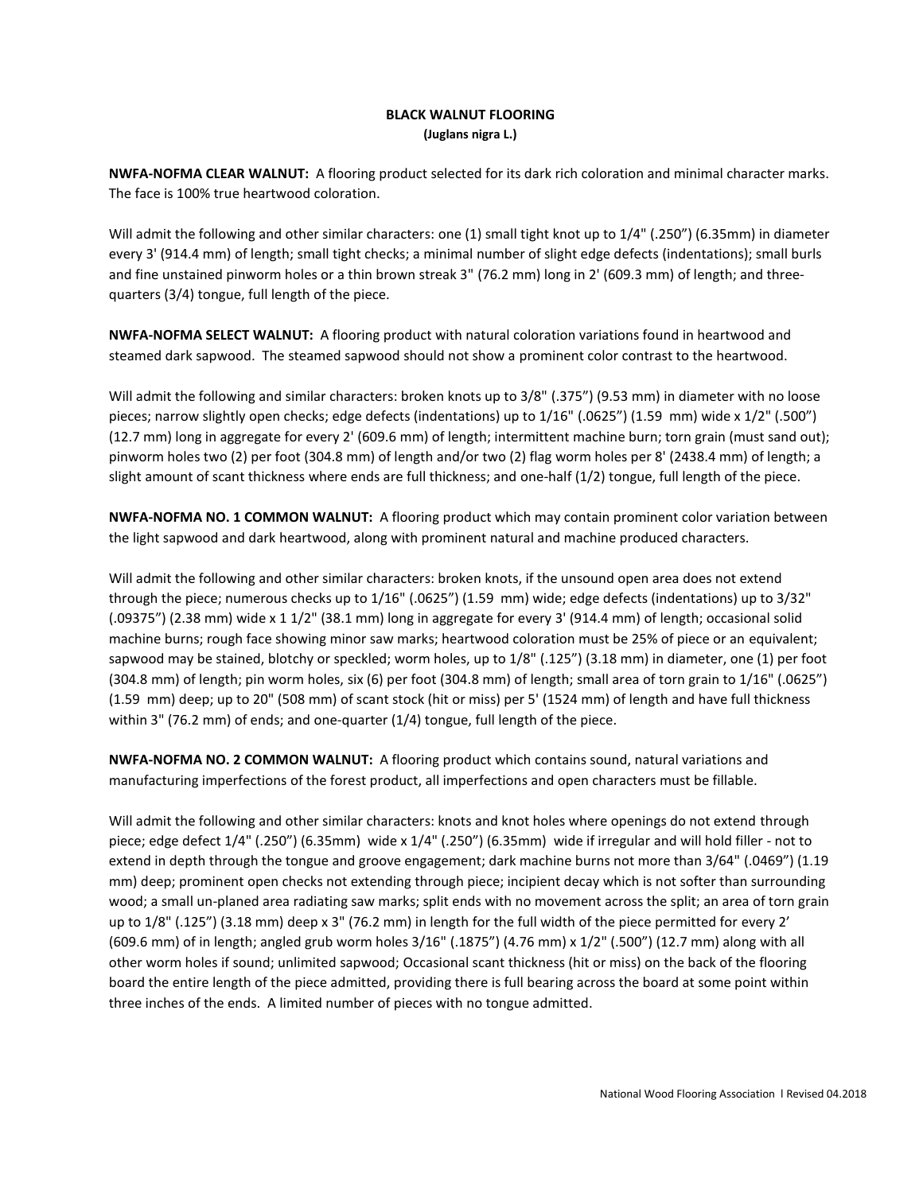# BLACK WALNUT FLOORING

**(Juglans nigra L.)**

**NWFA-NOFMA CLEAR WALNUT:** A flooring product selected for its dark rich coloration and minimal character marks. The face is 100% true heartwood coloration.

Will admit the following and other similar characters: one (1) small tight knot up to 1/4" (.250") (6.35mm) in diameter every 3' (914.4 mm) of length; small tight checks; a minimal number of slight edge defects (indentations); small burls and fine unstained pinworm holes or a thin brown streak 3" (76.2 mm) long in 2' (609.3 mm) of length; and three-quarters (3/4) tongue, full length of the piece.

**NWFA-NOFMA SELECT WALNUT:** A flooring product with natural coloration variations found in heartwood and steamed dark sapwood. The steamed sapwood should not show a prominent color contrast to the heartwood.

Will admit the following and similar characters: broken knots up to 3/8" (.375") (9.53 mm) in diameter with no loose pieces; narrow slightly open checks; edge defects (indentations) up to 1/16" (.0625") (1.59 mm) wide x 1/2" (.500") (12.7 mm) long in aggregate for every 2' (609.6 mm) of length; intermittent machine burn; torn grain (must sand out); pinworm holes two (2) per foot (304.8 mm) of length and/or two (2) flag worm holes per 8' (2438.4 mm) of length; a slight amount of scant thickness where ends are full thickness; and one-half (1/2) tongue, full length of the piece.

**NWFA-NOFMA NO. 1 COMMON WALNUT:** A flooring product which may contain prominent color variation between the light sapwood and dark heartwood, along with prominent natural and machine produced characters.

Will admit the following and other similar characters: broken knots, if the unsound open area does not extend through the piece; numerous checks up to 1/16" (.0625") (1.59 mm) wide; edge defects (indentations) up to 3/32" (.09375") (2.38 mm) wide x 1 1/2" (38.1 mm) long in aggregate for every 3' (914.4 mm) of length; occasional solid machine burns; rough face showing minor saw marks; heartwood coloration must be 25% of piece or an equivalent; sapwood may be stained, blotchy or speckled; worm holes, up to 1/8" (.125") (3.18 mm) in diameter, one (1) per foot (304.8 mm) of length; pin worm holes, six (6) per foot (304.8 mm) of length; small area of torn grain to 1/16" (.0625") (1.59 mm) deep; up to 20" (508 mm) of scant stock (hit or miss) per 5' (1524 mm) of length and have full thickness within 3" (76.2 mm) of ends; and one-quarter (1/4) tongue, full length of the piece.

**NWFA-NOFMA NO. 2 COMMON WALNUT:** A flooring product which contains sound, natural variations and manufacturing imperfections of the forest product, all imperfections and open characters must be fillable.

Will admit the following and other similar characters: knots and knot holes where openings do not extend through piece; edge defect 1/4" (.250") (6.35mm) wide x 1/4" (.250") (6.35mm) wide if irregular and will hold filler - not to extend in depth through the tongue and groove engagement; dark machine burns not more than 3/64" (.0469") (1.19 mm) deep; prominent open checks not extending through piece; incipient decay which is not softer than surrounding wood; a small un-planed area radiating saw marks; split ends with no movement across the split; an area of torn grain up to 1/8" (.125") (3.18 mm) deep x 3" (76.2 mm) in length for the full width of the piece permitted for every 2' (609.6 mm) of in length; angled grub worm holes 3/16" (.1875") (4.76 mm) x 1/2" (.500") (12.7 mm) along with all other worm holes if sound; unlimited sapwood; Occasional scant thickness (hit or miss) on the back of the flooring board the entire length of the piece admitted, providing there is full bearing across the board at some point within three inches of the ends. A limited number of pieces with no tongue admitted.